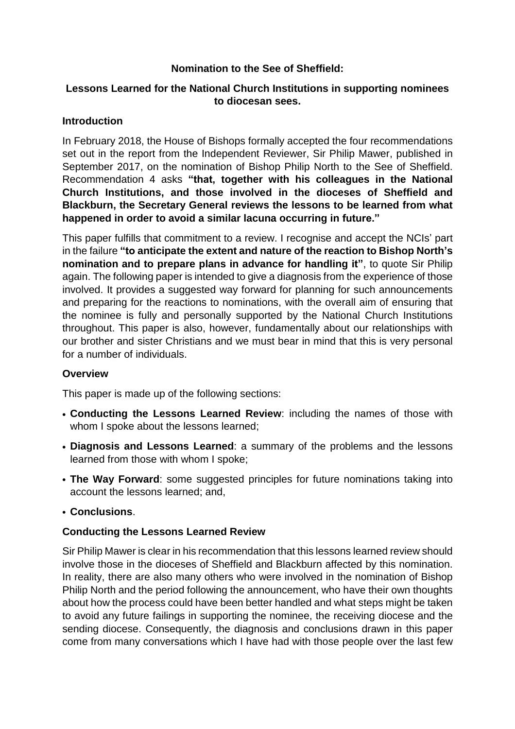**Nomination to the See of Sheffield:**

**Lessons Learned for the National Church Institutions in supporting nominees to diocesan sees.**

**Introduction**

In February 2018, the House of Bishops formally accepted the four recommendations set out in the report from the Independent Reviewer, Sir Philip Mawer, published in September 2017, on the nomination of Bishop Philip North to the See of Sheffield. Recommendation 4 asks **"that, together with his colleagues in the National Church Institutions, and those involved in the dioceses of Sheffield and Blackburn, the Secretary General reviews the lessons to be learned from what happened in order to avoid a similar lacuna occurring in future."**

This paper fulfills that commitment to a review. I recognise and accept the NCIs' part in the failure **"to anticipate the extent and nature of the reaction to Bishop North's nomination and to prepare plans in advance for handling it"**, to quote Sir Philip again. The following paper is intended to give a diagnosis from the experience of those involved. It provides a suggested way forward for planning for such announcements and preparing for the reactions to nominations, with the overall aim of ensuring that the nominee is fully and personally supported by the National Church Institutions throughout. This paper is also, however, fundamentally about our relationships with our brother and sister Christians and we must bear in mind that this is very personal for a number of individuals.

**Overview**

This paper is made up of the following sections:

- **Conducting the Lessons Learned Review**: including the names of those with whom I spoke about the lessons learned;
- **Diagnosis and Lessons Learned**: a summary of the problems and the lessons learned from those with whom I spoke;
- **The Way Forward**: some suggested principles for future nominations taking into account the lessons learned; and,
- **Conclusions**.

**Conducting the Lessons Learned Review**

Sir Philip Mawer is clear in his recommendation that this lessons learned review should involve those in the dioceses of Sheffield and Blackburn affected by this nomination. In reality, there are also many others who were involved in the nomination of Bishop Philip North and the period following the announcement, who have their own thoughts about how the process could have been better handled and what steps might be taken to avoid any future failings in supporting the nominee, the receiving diocese and the sending diocese. Consequently, the diagnosis and conclusions drawn in this paper come from many conversations which I have had with those people over the last few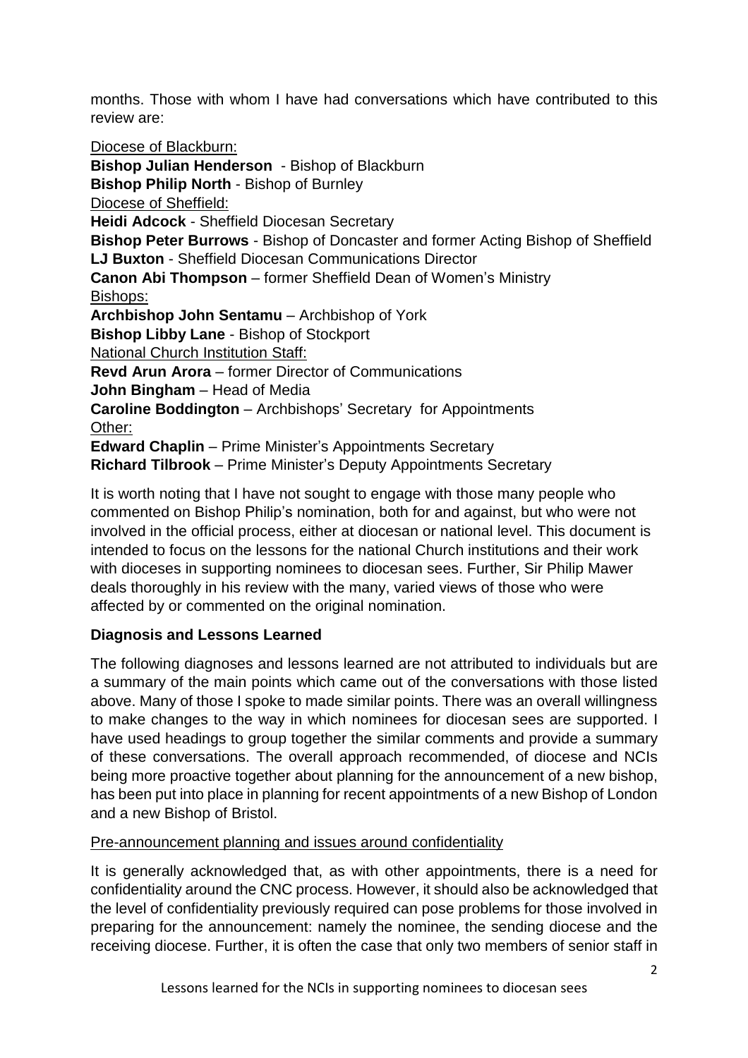months. Those with whom I have had conversations which have contributed to this review are:

Diocese of Blackburn:
**Bishop Julian Henderson** - Bishop of Blackburn
**Bishop Philip North** - Bishop of Burnley
Diocese of Sheffield:
**Heidi Adcock** - Sheffield Diocesan Secretary
**Bishop Peter Burrows** - Bishop of Doncaster and former Acting Bishop of Sheffield
**LJ Buxton** - Sheffield Diocesan Communications Director
**Canon Abi Thompson** – former Sheffield Dean of Women's Ministry
Bishops:
**Archbishop John Sentamu** – Archbishop of York
**Bishop Libby Lane** - Bishop of Stockport
National Church Institution Staff:
**Revd Arun Arora** – former Director of Communications
**John Bingham** – Head of Media
**Caroline Boddington** – Archbishops' Secretary for Appointments
Other:
**Edward Chaplin** – Prime Minister's Appointments Secretary
**Richard Tilbrook** – Prime Minister's Deputy Appointments Secretary

It is worth noting that I have not sought to engage with those many people who commented on Bishop Philip's nomination, both for and against, but who were not involved in the official process, either at diocesan or national level. This document is intended to focus on the lessons for the national Church institutions and their work with dioceses in supporting nominees to diocesan sees. Further, Sir Philip Mawer deals thoroughly in his review with the many, varied views of those who were affected by or commented on the original nomination.

**Diagnosis and Lessons Learned**

The following diagnoses and lessons learned are not attributed to individuals but are a summary of the main points which came out of the conversations with those listed above. Many of those I spoke to made similar points. There was an overall willingness to make changes to the way in which nominees for diocesan sees are supported. I have used headings to group together the similar comments and provide a summary of these conversations. The overall approach recommended, of diocese and NCIs being more proactive together about planning for the announcement of a new bishop, has been put into place in planning for recent appointments of a new Bishop of London and a new Bishop of Bristol.

Pre-announcement planning and issues around confidentiality

It is generally acknowledged that, as with other appointments, there is a need for confidentiality around the CNC process. However, it should also be acknowledged that the level of confidentiality previously required can pose problems for those involved in preparing for the announcement: namely the nominee, the sending diocese and the receiving diocese. Further, it is often the case that only two members of senior staff in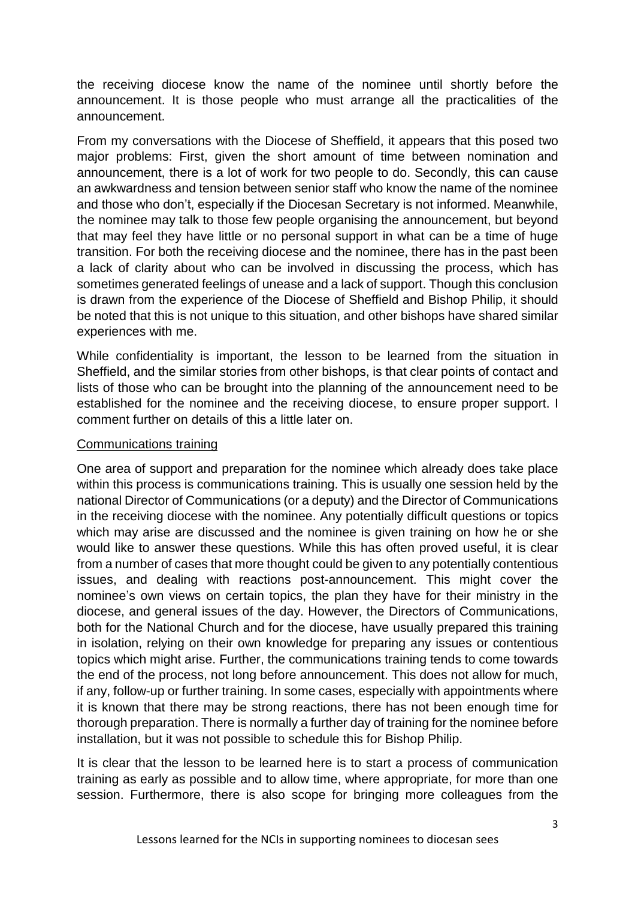the receiving diocese know the name of the nominee until shortly before the announcement. It is those people who must arrange all the practicalities of the announcement.

From my conversations with the Diocese of Sheffield, it appears that this posed two major problems: First, given the short amount of time between nomination and announcement, there is a lot of work for two people to do. Secondly, this can cause an awkwardness and tension between senior staff who know the name of the nominee and those who don't, especially if the Diocesan Secretary is not informed. Meanwhile, the nominee may talk to those few people organising the announcement, but beyond that may feel they have little or no personal support in what can be a time of huge transition. For both the receiving diocese and the nominee, there has in the past been a lack of clarity about who can be involved in discussing the process, which has sometimes generated feelings of unease and a lack of support. Though this conclusion is drawn from the experience of the Diocese of Sheffield and Bishop Philip, it should be noted that this is not unique to this situation, and other bishops have shared similar experiences with me.

While confidentiality is important, the lesson to be learned from the situation in Sheffield, and the similar stories from other bishops, is that clear points of contact and lists of those who can be brought into the planning of the announcement need to be established for the nominee and the receiving diocese, to ensure proper support. I comment further on details of this a little later on.

### Communications training

One area of support and preparation for the nominee which already does take place within this process is communications training. This is usually one session held by the national Director of Communications (or a deputy) and the Director of Communications in the receiving diocese with the nominee. Any potentially difficult questions or topics which may arise are discussed and the nominee is given training on how he or she would like to answer these questions. While this has often proved useful, it is clear from a number of cases that more thought could be given to any potentially contentious issues, and dealing with reactions post-announcement. This might cover the nominee's own views on certain topics, the plan they have for their ministry in the diocese, and general issues of the day. However, the Directors of Communications, both for the National Church and for the diocese, have usually prepared this training in isolation, relying on their own knowledge for preparing any issues or contentious topics which might arise. Further, the communications training tends to come towards the end of the process, not long before announcement. This does not allow for much, if any, follow-up or further training. In some cases, especially with appointments where it is known that there may be strong reactions, there has not been enough time for thorough preparation. There is normally a further day of training for the nominee before installation, but it was not possible to schedule this for Bishop Philip.

It is clear that the lesson to be learned here is to start a process of communication training as early as possible and to allow time, where appropriate, for more than one session. Furthermore, there is also scope for bringing more colleagues from the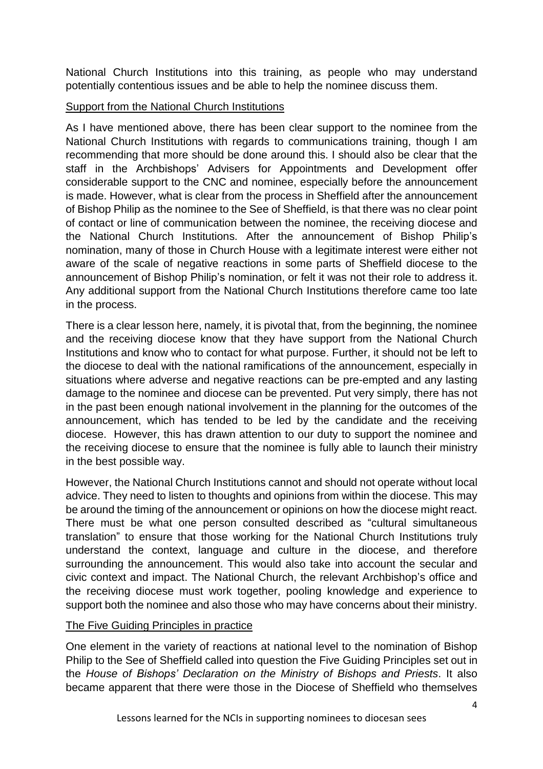National Church Institutions into this training, as people who may understand potentially contentious issues and be able to help the nominee discuss them.

<u>Support from the National Church Institutions</u>

As I have mentioned above, there has been clear support to the nominee from the National Church Institutions with regards to communications training, though I am recommending that more should be done around this. I should also be clear that the staff in the Archbishops' Advisers for Appointments and Development offer considerable support to the CNC and nominee, especially before the announcement is made. However, what is clear from the process in Sheffield after the announcement of Bishop Philip as the nominee to the See of Sheffield, is that there was no clear point of contact or line of communication between the nominee, the receiving diocese and the National Church Institutions. After the announcement of Bishop Philip's nomination, many of those in Church House with a legitimate interest were either not aware of the scale of negative reactions in some parts of Sheffield diocese to the announcement of Bishop Philip's nomination, or felt it was not their role to address it. Any additional support from the National Church Institutions therefore came too late in the process.

There is a clear lesson here, namely, it is pivotal that, from the beginning, the nominee and the receiving diocese know that they have support from the National Church Institutions and know who to contact for what purpose. Further, it should not be left to the diocese to deal with the national ramifications of the announcement, especially in situations where adverse and negative reactions can be pre-empted and any lasting damage to the nominee and diocese can be prevented. Put very simply, there has not in the past been enough national involvement in the planning for the outcomes of the announcement, which has tended to be led by the candidate and the receiving diocese. However, this has drawn attention to our duty to support the nominee and the receiving diocese to ensure that the nominee is fully able to launch their ministry in the best possible way.

However, the National Church Institutions cannot and should not operate without local advice. They need to listen to thoughts and opinions from within the diocese. This may be around the timing of the announcement or opinions on how the diocese might react. There must be what one person consulted described as "cultural simultaneous translation" to ensure that those working for the National Church Institutions truly understand the context, language and culture in the diocese, and therefore surrounding the announcement. This would also take into account the secular and civic context and impact. The National Church, the relevant Archbishop's office and the receiving diocese must work together, pooling knowledge and experience to support both the nominee and also those who may have concerns about their ministry.

<u>The Five Guiding Principles in practice</u>

One element in the variety of reactions at national level to the nomination of Bishop Philip to the See of Sheffield called into question the Five Guiding Principles set out in the *House of Bishops' Declaration on the Ministry of Bishops and Priests*. It also became apparent that there were those in the Diocese of Sheffield who themselves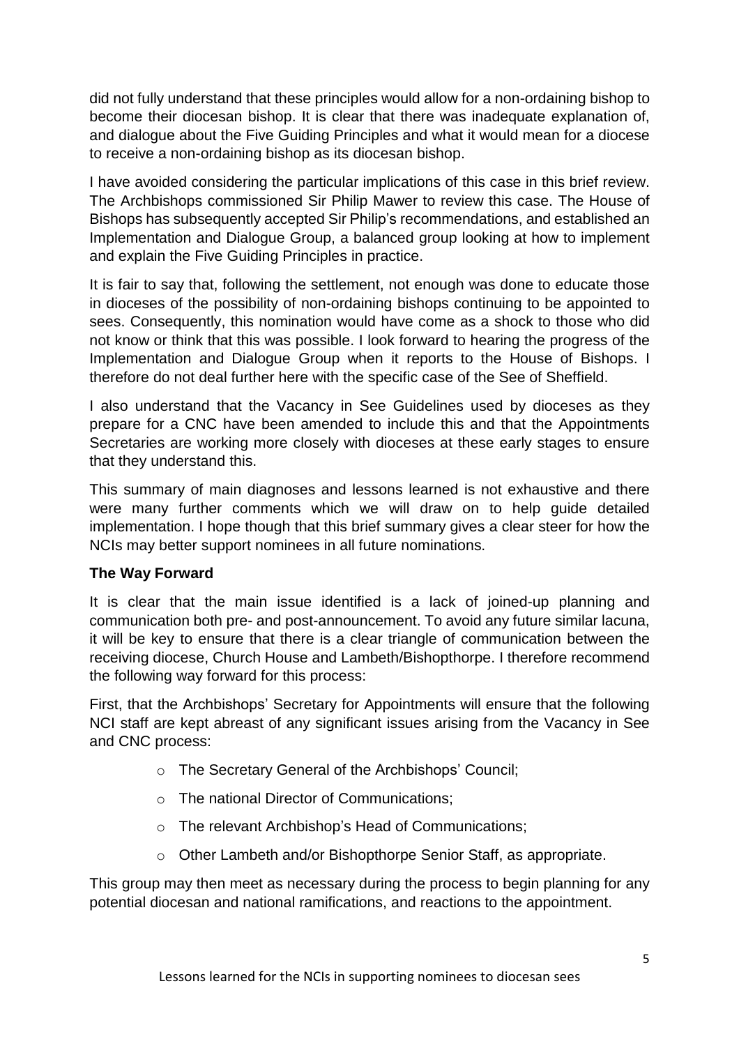did not fully understand that these principles would allow for a non-ordaining bishop to become their diocesan bishop. It is clear that there was inadequate explanation of, and dialogue about the Five Guiding Principles and what it would mean for a diocese to receive a non-ordaining bishop as its diocesan bishop.

I have avoided considering the particular implications of this case in this brief review. The Archbishops commissioned Sir Philip Mawer to review this case. The House of Bishops has subsequently accepted Sir Philip's recommendations, and established an Implementation and Dialogue Group, a balanced group looking at how to implement and explain the Five Guiding Principles in practice.

It is fair to say that, following the settlement, not enough was done to educate those in dioceses of the possibility of non-ordaining bishops continuing to be appointed to sees. Consequently, this nomination would have come as a shock to those who did not know or think that this was possible. I look forward to hearing the progress of the Implementation and Dialogue Group when it reports to the House of Bishops. I therefore do not deal further here with the specific case of the See of Sheffield.

I also understand that the Vacancy in See Guidelines used by dioceses as they prepare for a CNC have been amended to include this and that the Appointments Secretaries are working more closely with dioceses at these early stages to ensure that they understand this.

This summary of main diagnoses and lessons learned is not exhaustive and there were many further comments which we will draw on to help guide detailed implementation. I hope though that this brief summary gives a clear steer for how the NCIs may better support nominees in all future nominations.

**The Way Forward**

It is clear that the main issue identified is a lack of joined-up planning and communication both pre- and post-announcement. To avoid any future similar lacuna, it will be key to ensure that there is a clear triangle of communication between the receiving diocese, Church House and Lambeth/Bishopthorpe. I therefore recommend the following way forward for this process:

First, that the Archbishops' Secretary for Appointments will ensure that the following NCI staff are kept abreast of any significant issues arising from the Vacancy in See and CNC process:

- The Secretary General of the Archbishops' Council;
- The national Director of Communications;
- The relevant Archbishop's Head of Communications;
- Other Lambeth and/or Bishopthorpe Senior Staff, as appropriate.

This group may then meet as necessary during the process to begin planning for any potential diocesan and national ramifications, and reactions to the appointment.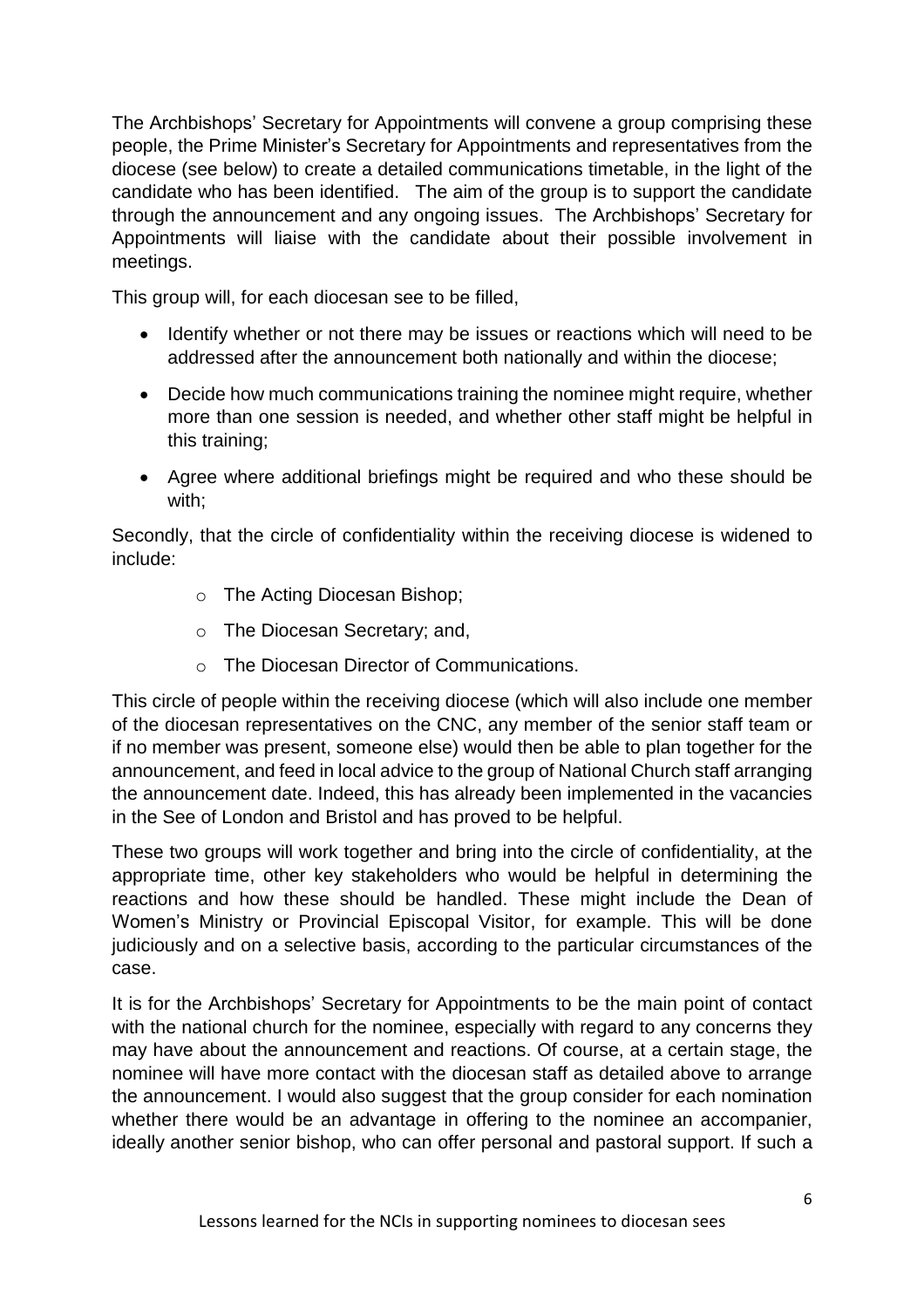The Archbishops' Secretary for Appointments will convene a group comprising these people, the Prime Minister's Secretary for Appointments and representatives from the diocese (see below) to create a detailed communications timetable, in the light of the candidate who has been identified. The aim of the group is to support the candidate through the announcement and any ongoing issues. The Archbishops' Secretary for Appointments will liaise with the candidate about their possible involvement in meetings.

This group will, for each diocesan see to be filled,

- Identify whether or not there may be issues or reactions which will need to be addressed after the announcement both nationally and within the diocese;
- Decide how much communications training the nominee might require, whether more than one session is needed, and whether other staff might be helpful in this training;
- Agree where additional briefings might be required and who these should be with;

Secondly, that the circle of confidentiality within the receiving diocese is widened to include:

- The Acting Diocesan Bishop;
- The Diocesan Secretary; and,
- The Diocesan Director of Communications.

This circle of people within the receiving diocese (which will also include one member of the diocesan representatives on the CNC, any member of the senior staff team or if no member was present, someone else) would then be able to plan together for the announcement, and feed in local advice to the group of National Church staff arranging the announcement date. Indeed, this has already been implemented in the vacancies in the See of London and Bristol and has proved to be helpful.

These two groups will work together and bring into the circle of confidentiality, at the appropriate time, other key stakeholders who would be helpful in determining the reactions and how these should be handled. These might include the Dean of Women's Ministry or Provincial Episcopal Visitor, for example. This will be done judiciously and on a selective basis, according to the particular circumstances of the case.

It is for the Archbishops' Secretary for Appointments to be the main point of contact with the national church for the nominee, especially with regard to any concerns they may have about the announcement and reactions. Of course, at a certain stage, the nominee will have more contact with the diocesan staff as detailed above to arrange the announcement. I would also suggest that the group consider for each nomination whether there would be an advantage in offering to the nominee an accompanier, ideally another senior bishop, who can offer personal and pastoral support. If such a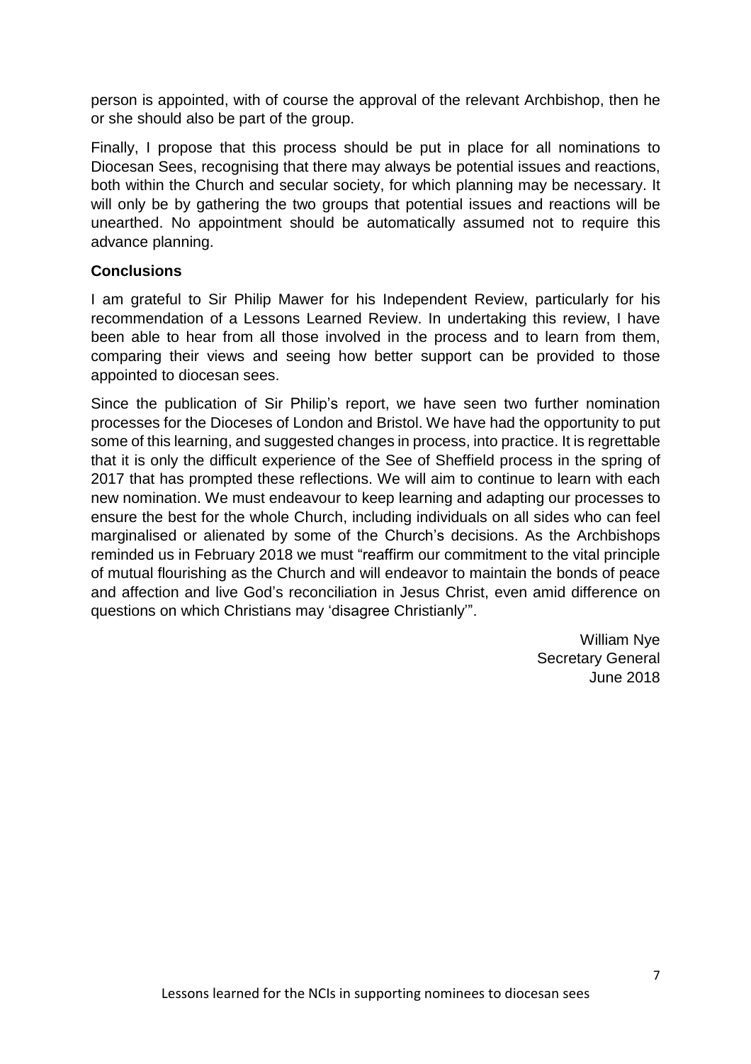person is appointed, with of course the approval of the relevant Archbishop, then he or she should also be part of the group.

Finally, I propose that this process should be put in place for all nominations to Diocesan Sees, recognising that there may always be potential issues and reactions, both within the Church and secular society, for which planning may be necessary. It will only be by gathering the two groups that potential issues and reactions will be unearthed. No appointment should be automatically assumed not to require this advance planning.

**Conclusions**

I am grateful to Sir Philip Mawer for his Independent Review, particularly for his recommendation of a Lessons Learned Review. In undertaking this review, I have been able to hear from all those involved in the process and to learn from them, comparing their views and seeing how better support can be provided to those appointed to diocesan sees.

Since the publication of Sir Philip's report, we have seen two further nomination processes for the Dioceses of London and Bristol. We have had the opportunity to put some of this learning, and suggested changes in process, into practice. It is regrettable that it is only the difficult experience of the See of Sheffield process in the spring of 2017 that has prompted these reflections. We will aim to continue to learn with each new nomination. We must endeavour to keep learning and adapting our processes to ensure the best for the whole Church, including individuals on all sides who can feel marginalised or alienated by some of the Church's decisions. As the Archbishops reminded us in February 2018 we must "reaffirm our commitment to the vital principle of mutual flourishing as the Church and will endeavor to maintain the bonds of peace and affection and live God's reconciliation in Jesus Christ, even amid difference on questions on which Christians may 'disagree Christianly'".

William Nye
Secretary General
June 2018